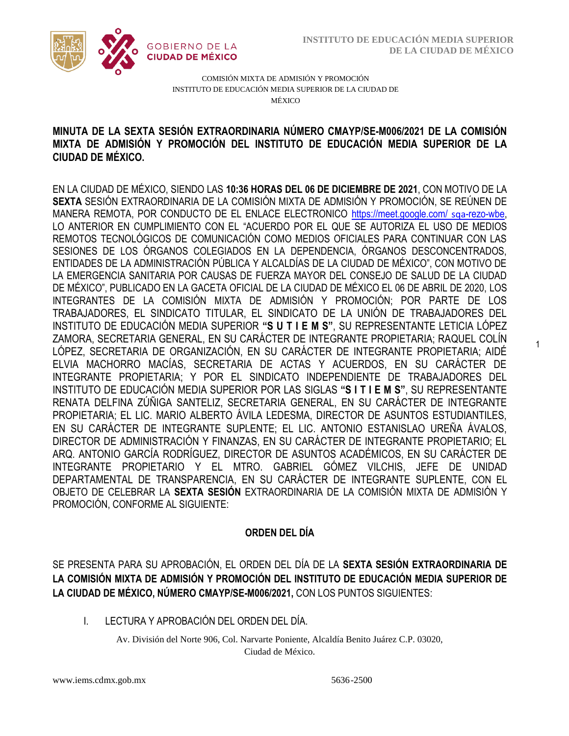COMISIÓN MIXTA DE ADMISIÓN Y PROMOCIÓN
INSTITUTO DE EDUCACIÓN MEDIA SUPERIOR DE LA CIUDAD DE MÉXICO

**MINUTA DE LA SEXTA SESIÓN EXTRAORDINARIA NÚMERO CMAYP/SE-M006/2021 DE LA COMISIÓN MIXTA DE ADMISIÓN Y PROMOCIÓN DEL INSTITUTO DE EDUCACIÓN MEDIA SUPERIOR DE LA CIUDAD DE MÉXICO.**

EN LA CIUDAD DE MÉXICO, SIENDO LAS **10:36 HORAS DEL 06 DE DICIEMBRE DE 2021**, CON MOTIVO DE LA **SEXTA** SESIÓN EXTRAORDINARIA DE LA COMISIÓN MIXTA DE ADMISIÓN Y PROMOCIÓN, SE REÚNEN DE MANERA REMOTA, POR CONDUCTO DE EL ENLACE ELECTRONICO https://meet.google.com/ sqa-rezo-wbe, LO ANTERIOR EN CUMPLIMIENTO CON EL "ACUERDO POR EL QUE SE AUTORIZA EL USO DE MEDIOS REMOTOS TECNOLÓGICOS DE COMUNICACIÓN COMO MEDIOS OFICIALES PARA CONTINUAR CON LAS SESIONES DE LOS ÓRGANOS COLEGIADOS EN LA DEPENDENCIA, ÓRGANOS DESCONCENTRADOS, ENTIDADES DE LA ADMINISTRACIÓN PÚBLICA Y ALCALDÍAS DE LA CIUDAD DE MÉXICO", CON MOTIVO DE LA EMERGENCIA SANITARIA POR CAUSAS DE FUERZA MAYOR DEL CONSEJO DE SALUD DE LA CIUDAD DE MÉXICO", PUBLICADO EN LA GACETA OFICIAL DE LA CIUDAD DE MÉXICO EL 06 DE ABRIL DE 2020, LOS INTEGRANTES DE LA COMISIÓN MIXTA DE ADMISIÓN Y PROMOCIÓN; POR PARTE DE LOS TRABAJADORES, EL SINDICATO TITULAR, EL SINDICATO DE LA UNIÓN DE TRABAJADORES DEL INSTITUTO DE EDUCACIÓN MEDIA SUPERIOR **"S U T I E M S"**, SU REPRESENTANTE LETICIA LÓPEZ ZAMORA, SECRETARIA GENERAL, EN SU CARÁCTER DE INTEGRANTE PROPIETARIA; RAQUEL COLÍN LÓPEZ, SECRETARIA DE ORGANIZACIÓN, EN SU CARÁCTER DE INTEGRANTE PROPIETARIA; AIDÉ ELVIA MACHORRO MACÍAS, SECRETARIA DE ACTAS Y ACUERDOS, EN SU CARÁCTER DE INTEGRANTE PROPIETARIA; Y POR EL SINDICATO INDEPENDIENTE DE TRABAJADORES DEL INSTITUTO DE EDUCACIÓN MEDIA SUPERIOR POR LAS SIGLAS **"S I T I E M S"**, SU REPRESENTANTE RENATA DELFINA ZÚÑIGA SANTELIZ, SECRETARIA GENERAL, EN SU CARÁCTER DE INTEGRANTE PROPIETARIA; EL LIC. MARIO ALBERTO ÁVILA LEDESMA, DIRECTOR DE ASUNTOS ESTUDIANTILES, EN SU CARÁCTER DE INTEGRANTE SUPLENTE; EL LIC. ANTONIO ESTANISLAO UREÑA ÁVALOS, DIRECTOR DE ADMINISTRACIÓN Y FINANZAS, EN SU CARÁCTER DE INTEGRANTE PROPIETARIO; EL ARQ. ANTONIO GARCÍA RODRÍGUEZ, DIRECTOR DE ASUNTOS ACADÉMICOS, EN SU CARÁCTER DE INTEGRANTE PROPIETARIO Y EL MTRO. GABRIEL GÓMEZ VILCHIS, JEFE DE UNIDAD DEPARTAMENTAL DE TRANSPARENCIA, EN SU CARÁCTER DE INTEGRANTE SUPLENTE, CON EL OBJETO DE CELEBRAR LA **SEXTA SESIÓN** EXTRAORDINARIA DE LA COMISIÓN MIXTA DE ADMISIÓN Y PROMOCIÓN, CONFORME AL SIGUIENTE:

## ORDEN DEL DÍA

SE PRESENTA PARA SU APROBACIÓN, EL ORDEN DEL DÍA DE LA **SEXTA SESIÓN EXTRAORDINARIA DE LA COMISIÓN MIXTA DE ADMISIÓN Y PROMOCIÓN DEL INSTITUTO DE EDUCACIÓN MEDIA SUPERIOR DE LA CIUDAD DE MÉXICO, NÚMERO CMAYP/SE-M006/2021,** CON LOS PUNTOS SIGUIENTES:

I. LECTURA Y APROBACIÓN DEL ORDEN DEL DÍA.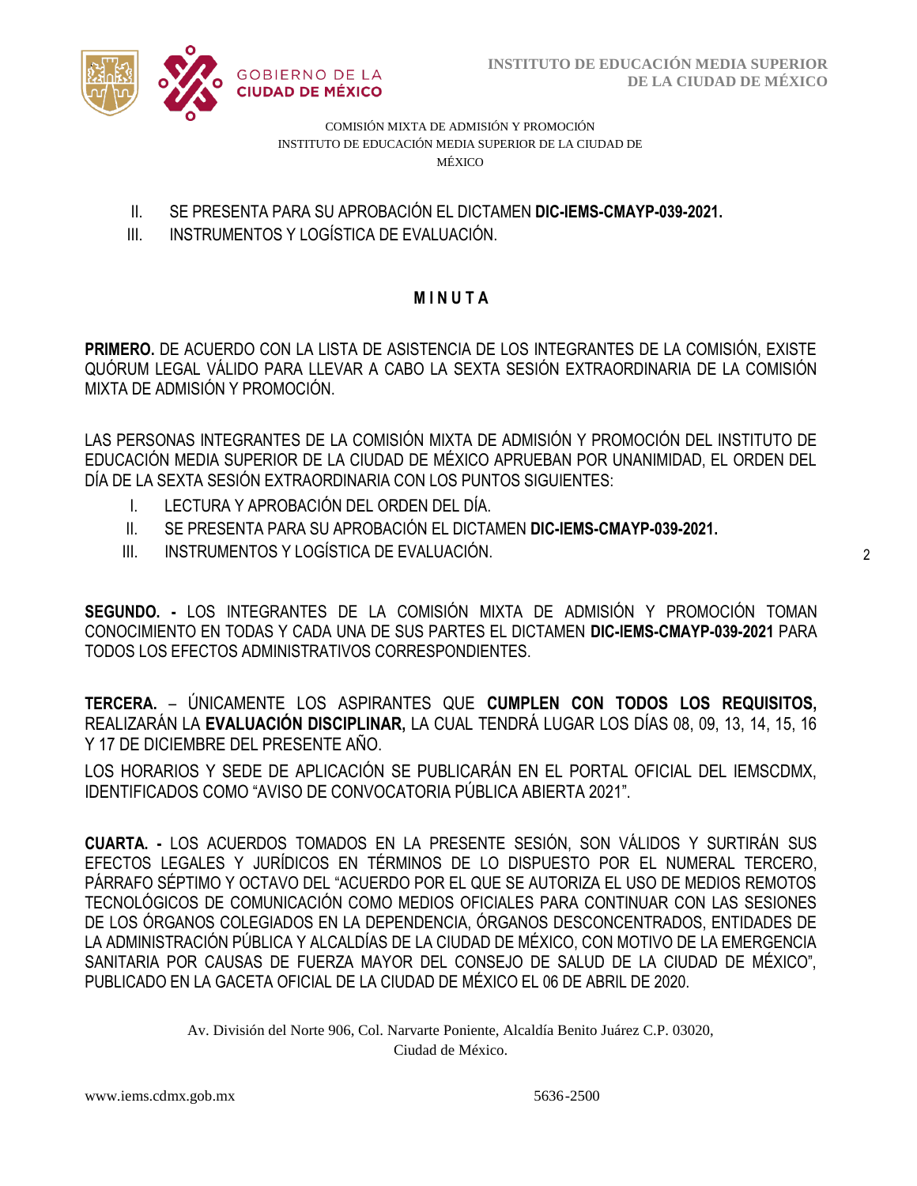COMISIÓN MIXTA DE ADMISIÓN Y PROMOCIÓN
INSTITUTO DE EDUCACIÓN MEDIA SUPERIOR DE LA CIUDAD DE MÉXICO

II. SE PRESENTA PARA SU APROBACIÓN EL DICTAMEN **DIC-IEMS-CMAYP-039-2021.**
III. INSTRUMENTOS Y LOGÍSTICA DE EVALUACIÓN.

## **M I N U T A**

**PRIMERO.** DE ACUERDO CON LA LISTA DE ASISTENCIA DE LOS INTEGRANTES DE LA COMISIÓN, EXISTE QUÓRUM LEGAL VÁLIDO PARA LLEVAR A CABO LA SEXTA SESIÓN EXTRAORDINARIA DE LA COMISIÓN MIXTA DE ADMISIÓN Y PROMOCIÓN.

LAS PERSONAS INTEGRANTES DE LA COMISIÓN MIXTA DE ADMISIÓN Y PROMOCIÓN DEL INSTITUTO DE EDUCACIÓN MEDIA SUPERIOR DE LA CIUDAD DE MÉXICO APRUEBAN POR UNANIMIDAD, EL ORDEN DEL DÍA DE LA SEXTA SESIÓN EXTRAORDINARIA CON LOS PUNTOS SIGUIENTES:

I. LECTURA Y APROBACIÓN DEL ORDEN DEL DÍA.
II. SE PRESENTA PARA SU APROBACIÓN EL DICTAMEN **DIC-IEMS-CMAYP-039-2021.**
III. INSTRUMENTOS Y LOGÍSTICA DE EVALUACIÓN.

**SEGUNDO. -** LOS INTEGRANTES DE LA COMISIÓN MIXTA DE ADMISIÓN Y PROMOCIÓN TOMAN CONOCIMIENTO EN TODAS Y CADA UNA DE SUS PARTES EL DICTAMEN **DIC-IEMS-CMAYP-039-2021** PARA TODOS LOS EFECTOS ADMINISTRATIVOS CORRESPONDIENTES.

**TERCERA.** – ÚNICAMENTE LOS ASPIRANTES QUE **CUMPLEN CON TODOS LOS REQUISITOS,** REALIZARÁN LA **EVALUACIÓN DISCIPLINAR,** LA CUAL TENDRÁ LUGAR LOS DÍAS 08, 09, 13, 14, 15, 16 Y 17 DE DICIEMBRE DEL PRESENTE AÑO.

LOS HORARIOS Y SEDE DE APLICACIÓN SE PUBLICARÁN EN EL PORTAL OFICIAL DEL IEMSCDMX, IDENTIFICADOS COMO "AVISO DE CONVOCATORIA PÚBLICA ABIERTA 2021".

**CUARTA. -** LOS ACUERDOS TOMADOS EN LA PRESENTE SESIÓN, SON VÁLIDOS Y SURTIRÁN SUS EFECTOS LEGALES Y JURÍDICOS EN TÉRMINOS DE LO DISPUESTO POR EL NUMERAL TERCERO, PÁRRAFO SÉPTIMO Y OCTAVO DEL "ACUERDO POR EL QUE SE AUTORIZA EL USO DE MEDIOS REMOTOS TECNOLÓGICOS DE COMUNICACIÓN COMO MEDIOS OFICIALES PARA CONTINUAR CON LAS SESIONES DE LOS ÓRGANOS COLEGIADOS EN LA DEPENDENCIA, ÓRGANOS DESCONCENTRADOS, ENTIDADES DE LA ADMINISTRACIÓN PÚBLICA Y ALCALDÍAS DE LA CIUDAD DE MÉXICO, CON MOTIVO DE LA EMERGENCIA SANITARIA POR CAUSAS DE FUERZA MAYOR DEL CONSEJO DE SALUD DE LA CIUDAD DE MÉXICO", PUBLICADO EN LA GACETA OFICIAL DE LA CIUDAD DE MÉXICO EL 06 DE ABRIL DE 2020.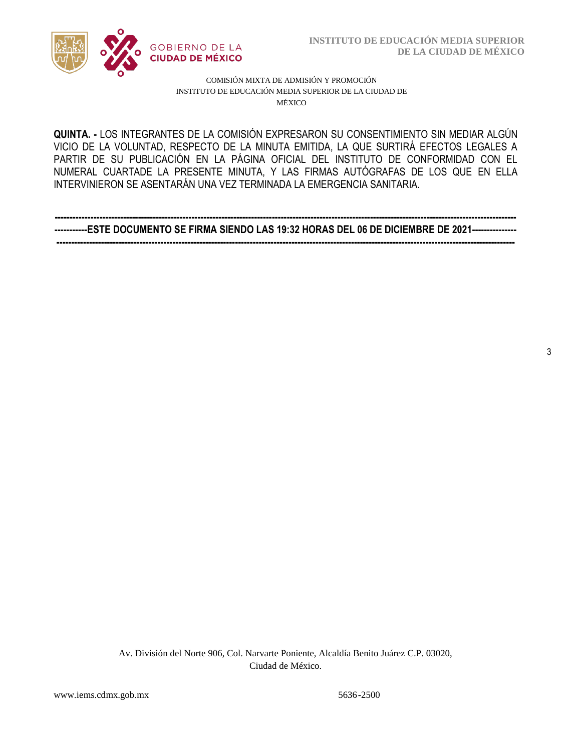**QUINTA. -** LOS INTEGRANTES DE LA COMISIÓN EXPRESARON SU CONSENTIMIENTO SIN MEDIAR ALGÚN VICIO DE LA VOLUNTAD, RESPECTO DE LA MINUTA EMITIDA, LA QUE SURTIRÁ EFECTOS LEGALES A PARTIR DE SU PUBLICACIÓN EN LA PÁGINA OFICIAL DEL INSTITUTO DE CONFORMIDAD CON EL NUMERAL CUARTADE LA PRESENTE MINUTA, Y LAS FIRMAS AUTÓGRAFAS DE LOS QUE EN ELLA INTERVINIERON SE ASENTARÁN UNA VEZ TERMINADA LA EMERGENCIA SANITARIA.

**-----------------------------------------------------------------------------------------------------------------------------------------------------**
**-----------ESTE DOCUMENTO SE FIRMA SIENDO LAS 19:32 HORAS DEL 06 DE DICIEMBRE DE 2021--------------**
**-----------------------------------------------------------------------------------------------------------------------------------------------------**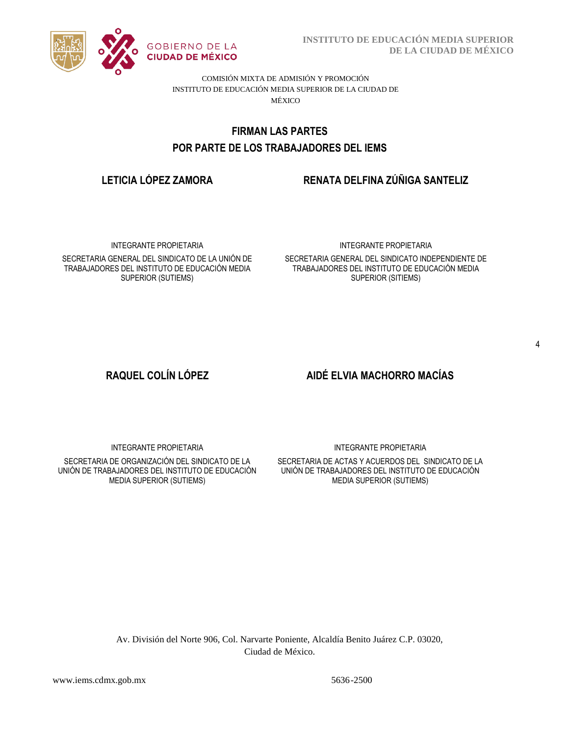COMISIÓN MIXTA DE ADMISIÓN Y PROMOCIÓN
INSTITUTO DE EDUCACIÓN MEDIA SUPERIOR DE LA CIUDAD DE MÉXICO

## FIRMAN LAS PARTES
## POR PARTE DE LOS TRABAJADORES DEL IEMS

**LETICIA LÓPEZ ZAMORA**

INTEGRANTE PROPIETARIA

SECRETARIA GENERAL DEL SINDICATO DE LA UNIÓN DE TRABAJADORES DEL INSTITUTO DE EDUCACIÓN MEDIA SUPERIOR (SUTIEMS)

**RENATA DELFINA ZÚÑIGA SANTELIZ**

INTEGRANTE PROPIETARIA

SECRETARIA GENERAL DEL SINDICATO INDEPENDIENTE DE TRABAJADORES DEL INSTITUTO DE EDUCACIÓN MEDIA SUPERIOR (SITIEMS)

**RAQUEL COLÍN LÓPEZ**

INTEGRANTE PROPIETARIA

SECRETARIA DE ORGANIZACIÓN DEL SINDICATO DE LA UNIÓN DE TRABAJADORES DEL INSTITUTO DE EDUCACIÓN MEDIA SUPERIOR (SUTIEMS)

**AIDÉ ELVIA MACHORRO MACÍAS**

INTEGRANTE PROPIETARIA

SECRETARIA DE ACTAS Y ACUERDOS DEL SINDICATO DE LA UNIÓN DE TRABAJADORES DEL INSTITUTO DE EDUCACIÓN MEDIA SUPERIOR (SUTIEMS)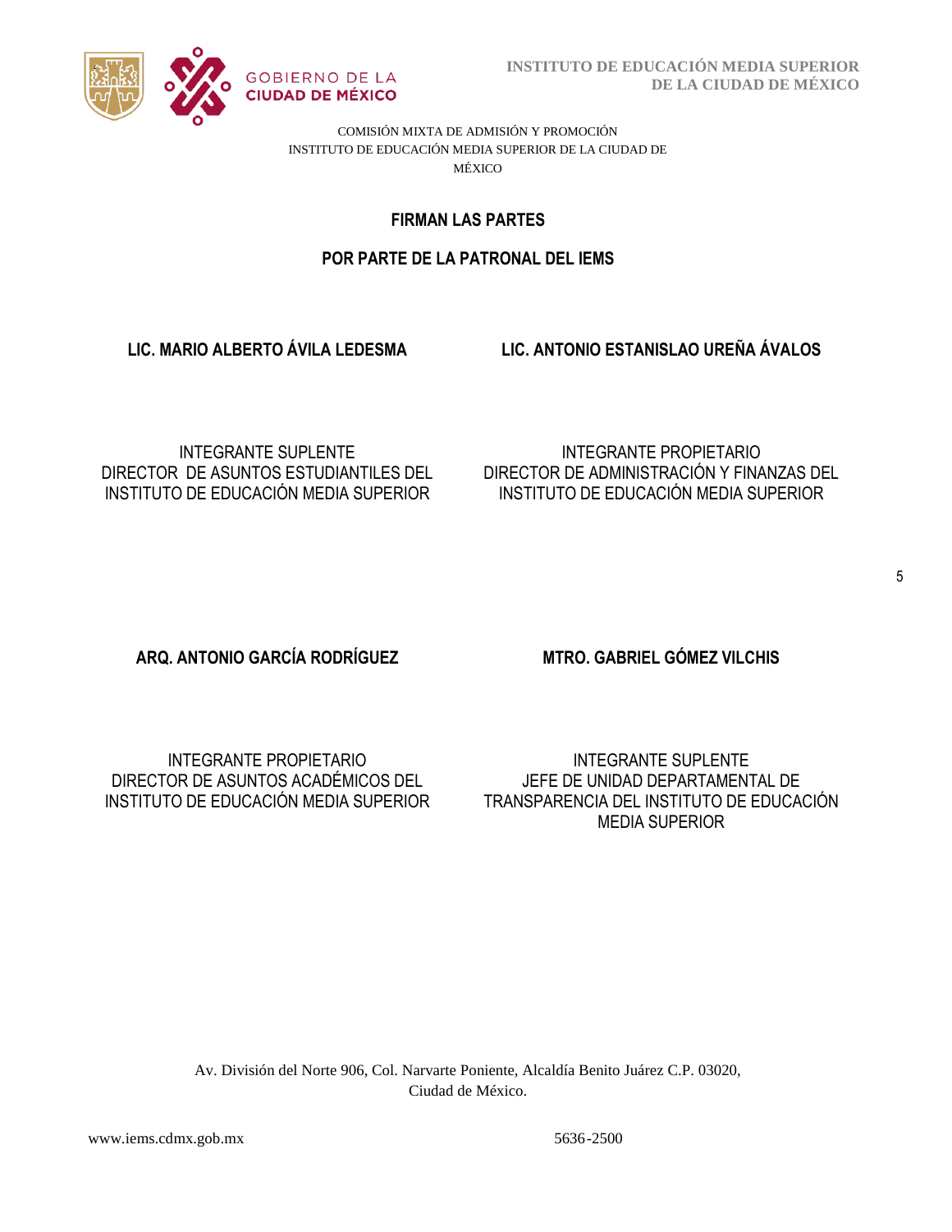COMISIÓN MIXTA DE ADMISIÓN Y PROMOCIÓN
INSTITUTO DE EDUCACIÓN MEDIA SUPERIOR DE LA CIUDAD DE MÉXICO

**FIRMAN LAS PARTES**

**POR PARTE DE LA PATRONAL DEL IEMS**

**LIC. MARIO ALBERTO ÁVILA LEDESMA**

INTEGRANTE SUPLENTE
DIRECTOR DE ASUNTOS ESTUDIANTILES DEL INSTITUTO DE EDUCACIÓN MEDIA SUPERIOR

**LIC. ANTONIO ESTANISLAO UREÑA ÁVALOS**

INTEGRANTE PROPIETARIO
DIRECTOR DE ADMINISTRACIÓN Y FINANZAS DEL INSTITUTO DE EDUCACIÓN MEDIA SUPERIOR

**ARQ. ANTONIO GARCÍA RODRÍGUEZ**

INTEGRANTE PROPIETARIO
DIRECTOR DE ASUNTOS ACADÉMICOS DEL INSTITUTO DE EDUCACIÓN MEDIA SUPERIOR

**MTRO. GABRIEL GÓMEZ VILCHIS**

INTEGRANTE SUPLENTE
JEFE DE UNIDAD DEPARTAMENTAL DE TRANSPARENCIA DEL INSTITUTO DE EDUCACIÓN MEDIA SUPERIOR